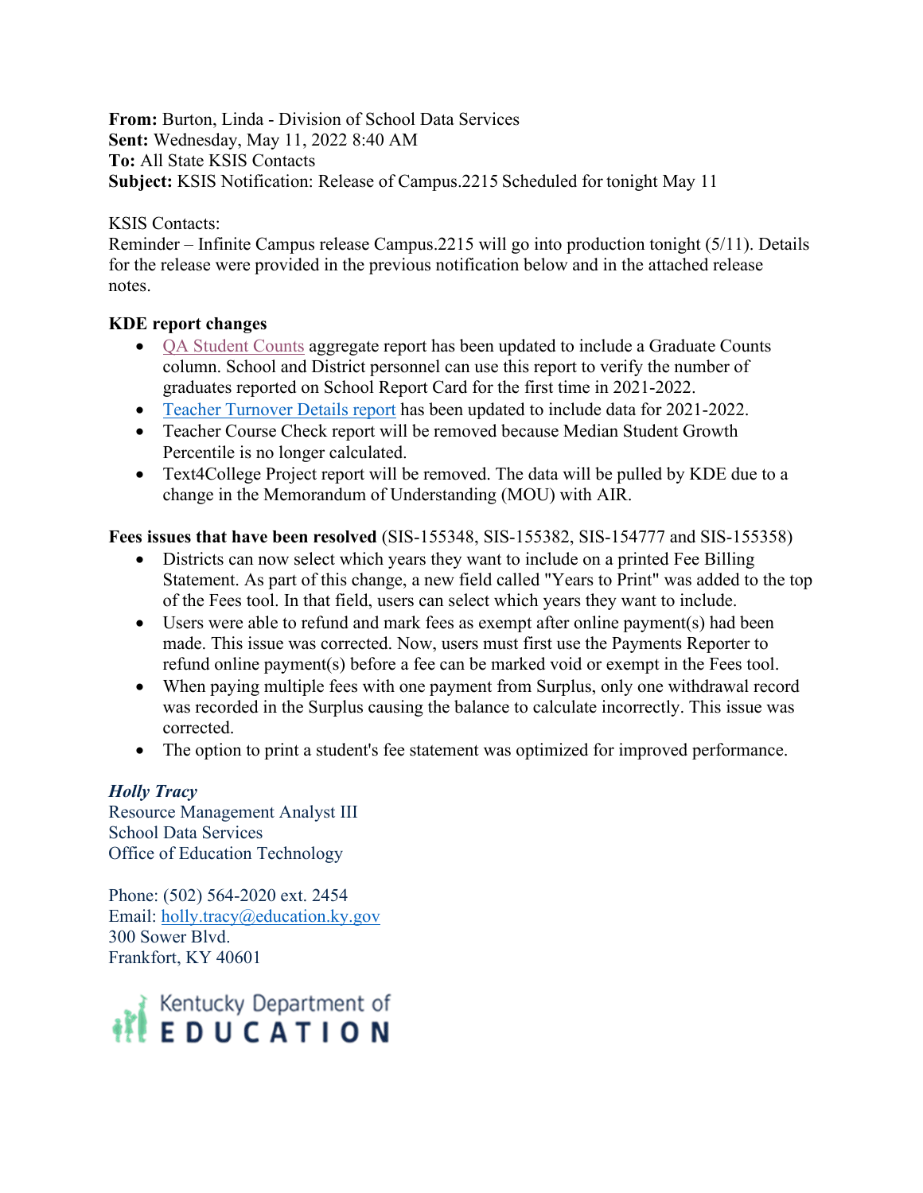**From:** Burton, Linda - Division of School Data Services
**Sent:** Wednesday, May 11, 2022 8:40 AM
**To:** All State KSIS Contacts
**Subject:** KSIS Notification: Release of Campus.2215 Scheduled for tonight May 11

KSIS Contacts:
Reminder – Infinite Campus release Campus.2215 will go into production tonight (5/11). Details for the release were provided in the previous notification below and in the attached release notes.

**KDE report changes**

- QA Student Counts aggregate report has been updated to include a Graduate Counts column. School and District personnel can use this report to verify the number of graduates reported on School Report Card for the first time in 2021-2022.
- Teacher Turnover Details report has been updated to include data for 2021-2022.
- Teacher Course Check report will be removed because Median Student Growth Percentile is no longer calculated.
- Text4College Project report will be removed. The data will be pulled by KDE due to a change in the Memorandum of Understanding (MOU) with AIR.

**Fees issues that have been resolved** (SIS-155348, SIS-155382, SIS-154777 and SIS-155358)

- Districts can now select which years they want to include on a printed Fee Billing Statement. As part of this change, a new field called "Years to Print" was added to the top of the Fees tool. In that field, users can select which years they want to include.
- Users were able to refund and mark fees as exempt after online payment(s) had been made. This issue was corrected. Now, users must first use the Payments Reporter to refund online payment(s) before a fee can be marked void or exempt in the Fees tool.
- When paying multiple fees with one payment from Surplus, only one withdrawal record was recorded in the Surplus causing the balance to calculate incorrectly. This issue was corrected.
- The option to print a student's fee statement was optimized for improved performance.

***Holly Tracy***
Resource Management Analyst III
School Data Services
Office of Education Technology

Phone: (502) 564-2020 ext. 2454
Email: holly.tracy@education.ky.gov
300 Sower Blvd.
Frankfort, KY 40601

Kentucky Department of EDUCATION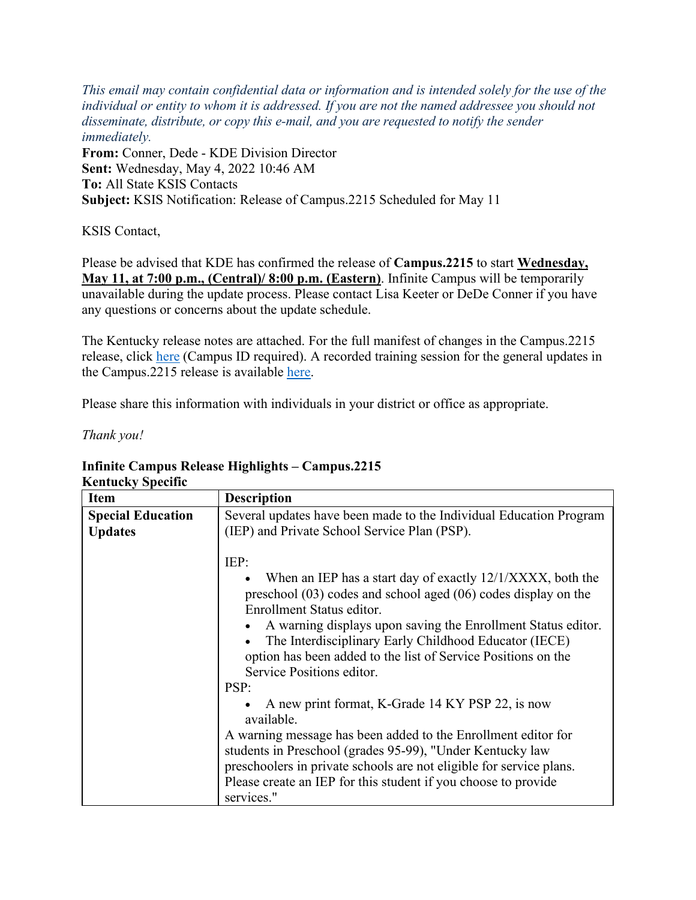*This email may contain confidential data or information and is intended solely for the use of the individual or entity to whom it is addressed. If you are not the named addressee you should not disseminate, distribute, or copy this e-mail, and you are requested to notify the sender immediately.*

**From:** Conner, Dede - KDE Division Director
**Sent:** Wednesday, May 4, 2022 10:46 AM
**To:** All State KSIS Contacts
**Subject:** KSIS Notification: Release of Campus.2215 Scheduled for May 11

KSIS Contact,

Please be advised that KDE has confirmed the release of **Campus.2215** to start **Wednesday, May 11, at 7:00 p.m., (Central)/ 8:00 p.m. (Eastern)**. Infinite Campus will be temporarily unavailable during the update process. Please contact Lisa Keeter or DeDe Conner if you have any questions or concerns about the update schedule.

The Kentucky release notes are attached. For the full manifest of changes in the Campus.2215 release, click here (Campus ID required). A recorded training session for the general updates in the Campus.2215 release is available here.

Please share this information with individuals in your district or office as appropriate.

*Thank you!*

**Infinite Campus Release Highlights – Campus.2215**
**Kentucky Specific**

| Item | Description |
|---|---|
| **Special Education Updates** | Several updates have been made to the Individual Education Program (IEP) and Private School Service Plan (PSP).<br><br>IEP:<br>• When an IEP has a start day of exactly 12/1/XXXX, both the preschool (03) codes and school aged (06) codes display on the Enrollment Status editor.<br>• A warning displays upon saving the Enrollment Status editor.<br>• The Interdisciplinary Early Childhood Educator (IECE) option has been added to the list of Service Positions on the Service Positions editor.<br>PSP:<br>• A new print format, K-Grade 14 KY PSP 22, is now available.<br>A warning message has been added to the Enrollment editor for students in Preschool (grades 95-99), "Under Kentucky law preschoolers in private schools are not eligible for service plans. Please create an IEP for this student if you choose to provide services." |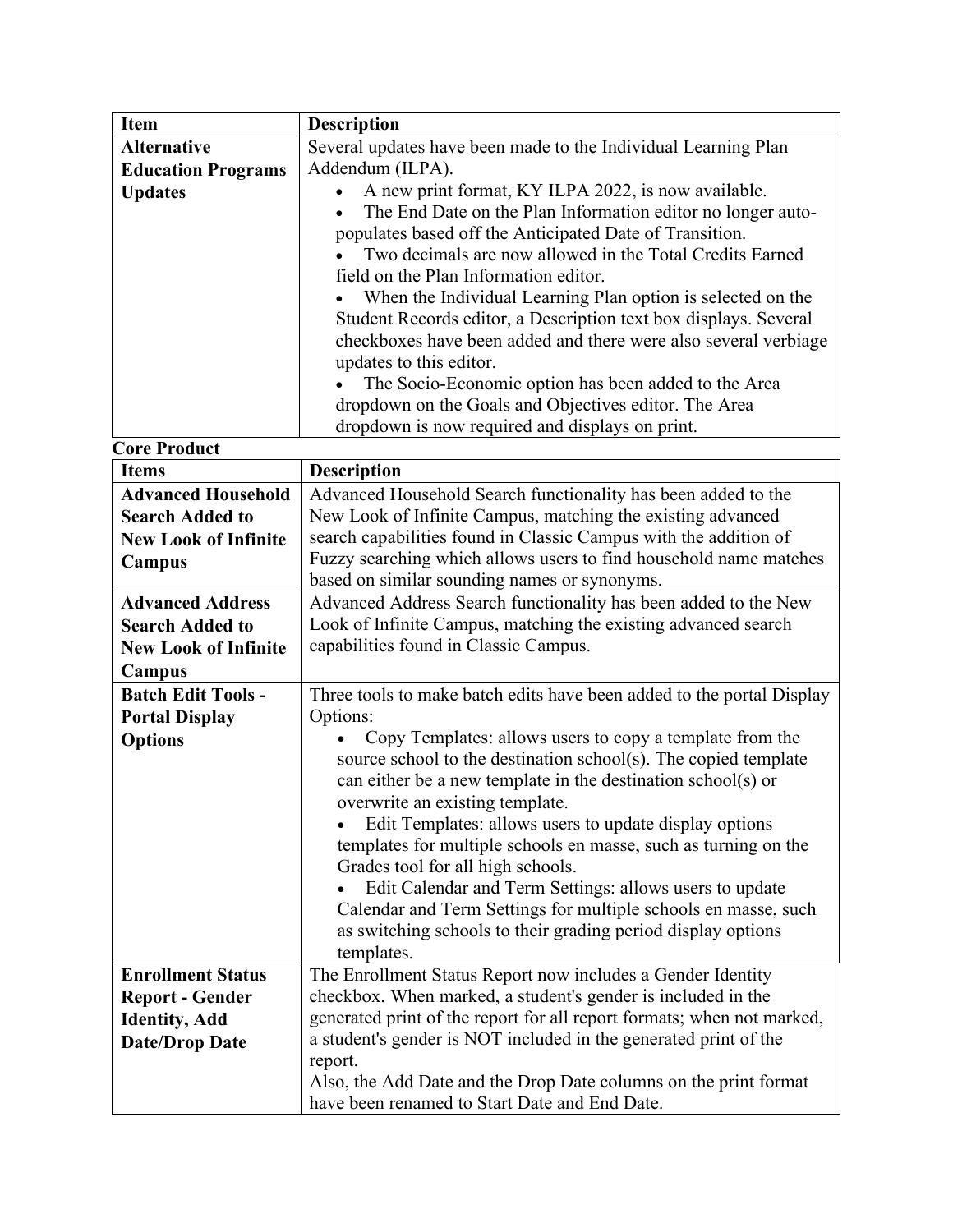| Item | Description |
|---|---|
| **Alternative Education Programs Updates** | Several updates have been made to the Individual Learning Plan Addendum (ILPA).<br>• A new print format, KY ILPA 2022, is now available.<br>• The End Date on the Plan Information editor no longer auto-populates based off the Anticipated Date of Transition.<br>• Two decimals are now allowed in the Total Credits Earned field on the Plan Information editor.<br>• When the Individual Learning Plan option is selected on the Student Records editor, a Description text box displays. Several checkboxes have been added and there were also several verbiage updates to this editor.<br>• The Socio-Economic option has been added to the Area dropdown on the Goals and Objectives editor. The Area dropdown is now required and displays on print. |

**Core Product**

| Items | Description |
|---|---|
| **Advanced Household Search Added to New Look of Infinite Campus** | Advanced Household Search functionality has been added to the New Look of Infinite Campus, matching the existing advanced search capabilities found in Classic Campus with the addition of Fuzzy searching which allows users to find household name matches based on similar sounding names or synonyms. |
| **Advanced Address Search Added to New Look of Infinite Campus** | Advanced Address Search functionality has been added to the New Look of Infinite Campus, matching the existing advanced search capabilities found in Classic Campus. |
| **Batch Edit Tools - Portal Display Options** | Three tools to make batch edits have been added to the portal Display Options:<br>• Copy Templates: allows users to copy a template from the source school to the destination school(s). The copied template can either be a new template in the destination school(s) or overwrite an existing template.<br>• Edit Templates: allows users to update display options templates for multiple schools en masse, such as turning on the Grades tool for all high schools.<br>• Edit Calendar and Term Settings: allows users to update Calendar and Term Settings for multiple schools en masse, such as switching schools to their grading period display options templates. |
| **Enrollment Status Report - Gender Identity, Add Date/Drop Date** | The Enrollment Status Report now includes a Gender Identity checkbox. When marked, a student's gender is included in the generated print of the report for all report formats; when not marked, a student's gender is NOT included in the generated print of the report.<br>Also, the Add Date and the Drop Date columns on the print format have been renamed to Start Date and End Date. |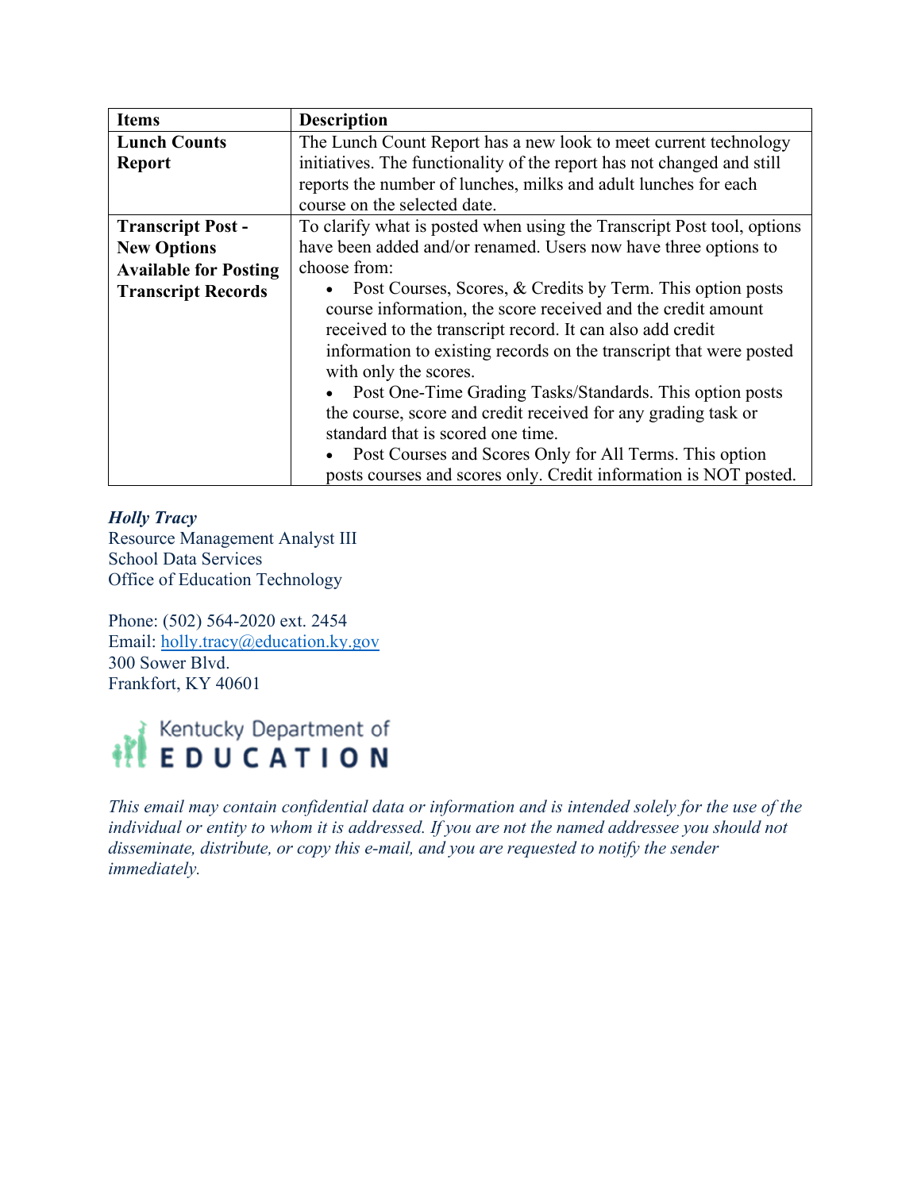| Items | Description |
| --- | --- |
| **Lunch Counts Report** | The Lunch Count Report has a new look to meet current technology initiatives. The functionality of the report has not changed and still reports the number of lunches, milks and adult lunches for each course on the selected date. |
| **Transcript Post - New Options Available for Posting Transcript Records** | To clarify what is posted when using the Transcript Post tool, options have been added and/or renamed. Users now have three options to choose from:<br>• Post Courses, Scores, & Credits by Term. This option posts course information, the score received and the credit amount received to the transcript record. It can also add credit information to existing records on the transcript that were posted with only the scores.<br>• Post One-Time Grading Tasks/Standards. This option posts the course, score and credit received for any grading task or standard that is scored one time.<br>• Post Courses and Scores Only for All Terms. This option posts courses and scores only. Credit information is NOT posted. |

***Holly Tracy***
Resource Management Analyst III
School Data Services
Office of Education Technology

Phone: (502) 564-2020 ext. 2454
Email: holly.tracy@education.ky.gov
300 Sower Blvd.
Frankfort, KY 40601

Kentucky Department of
EDUCATION

*This email may contain confidential data or information and is intended solely for the use of the individual or entity to whom it is addressed. If you are not the named addressee you should not disseminate, distribute, or copy this e-mail, and you are requested to notify the sender immediately.*